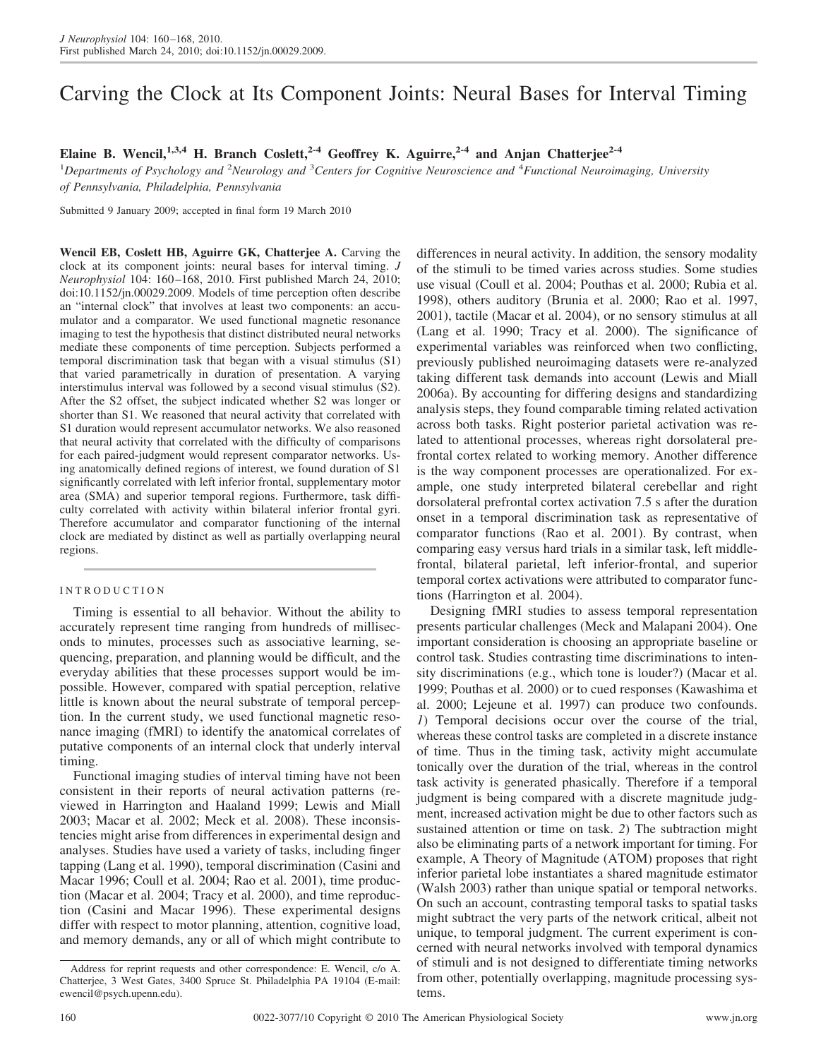# Carving the Clock at Its Component Joints: Neural Bases for Interval Timing

**Elaine B. Wencil,[1,3,4] H. Branch Coslett,[2-4] Geoffrey K. Aguirre,[2-4] and Anjan Chatterjee[2-4]**

[1]*Departments of Psychology and* [2]*Neurology and* [3]*Centers for Cognitive Neuroscience and* [4]*Functional Neuroimaging, University of Pennsylvania, Philadelphia, Pennsylvania*

Submitted 9 January 2009; accepted in final form 19 March 2010

**Wencil EB, Coslett HB, Aguirre GK, Chatterjee A.** Carving the clock at its component joints: neural bases for interval timing. *J Neurophysiol* 104: 160–168, 2010. First published March 24, 2010; doi:10.1152/jn.00029.2009. Models of time perception often describe an "internal clock" that involves at least two components: an accumulator and a comparator. We used functional magnetic resonance imaging to test the hypothesis that distinct distributed neural networks mediate these components of time perception. Subjects performed a temporal discrimination task that began with a visual stimulus (S1) that varied parametrically in duration of presentation. A varying interstimulus interval was followed by a second visual stimulus (S2). After the S2 offset, the subject indicated whether S2 was longer or shorter than S1. We reasoned that neural activity that correlated with S1 duration would represent accumulator networks. We also reasoned that neural activity that correlated with the difficulty of comparisons for each paired-judgment would represent comparator networks. Using anatomically defined regions of interest, we found duration of S1 significantly correlated with left inferior frontal, supplementary motor area (SMA) and superior temporal regions. Furthermore, task difficulty correlated with activity within bilateral inferior frontal gyri. Therefore accumulator and comparator functioning of the internal clock are mediated by distinct as well as partially overlapping neural regions.

## INTRODUCTION

Timing is essential to all behavior. Without the ability to accurately represent time ranging from hundreds of milliseconds to minutes, processes such as associative learning, sequencing, preparation, and planning would be difficult, and the everyday abilities that these processes support would be impossible. However, compared with spatial perception, relative little is known about the neural substrate of temporal perception. In the current study, we used functional magnetic resonance imaging (fMRI) to identify the anatomical correlates of putative components of an internal clock that underly interval timing.

Functional imaging studies of interval timing have not been consistent in their reports of neural activation patterns (reviewed in Harrington and Haaland 1999; Lewis and Miall 2003; Macar et al. 2002; Meck et al. 2008). These inconsistencies might arise from differences in experimental design and analyses. Studies have used a variety of tasks, including finger tapping (Lang et al. 1990), temporal discrimination (Casini and Macar 1996; Coull et al. 2004; Rao et al. 2001), time production (Macar et al. 2004; Tracy et al. 2000), and time reproduction (Casini and Macar 1996). These experimental designs differ with respect to motor planning, attention, cognitive load, and memory demands, any or all of which might contribute to differences in neural activity. In addition, the sensory modality of the stimuli to be timed varies across studies. Some studies use visual (Coull et al. 2004; Pouthas et al. 2000; Rubia et al. 1998), others auditory (Brunia et al. 2000; Rao et al. 1997, 2001), tactile (Macar et al. 2004), or no sensory stimulus at all (Lang et al. 1990; Tracy et al. 2000). The significance of experimental variables was reinforced when two conflicting, previously published neuroimaging datasets were re-analyzed taking different task demands into account (Lewis and Miall 2006a). By accounting for differing designs and standardizing analysis steps, they found comparable timing related activation across both tasks. Right posterior parietal activation was related to attentional processes, whereas right dorsolateral prefrontal cortex related to working memory. Another difference is the way component processes are operationalized. For example, one study interpreted bilateral cerebellar and right dorsolateral prefrontal cortex activation 7.5 s after the duration onset in a temporal discrimination task as representative of comparator functions (Rao et al. 2001). By contrast, when comparing easy versus hard trials in a similar task, left middle-frontal, bilateral parietal, left inferior-frontal, and superior temporal cortex activations were attributed to comparator functions (Harrington et al. 2004).

Designing fMRI studies to assess temporal representation presents particular challenges (Meck and Malapani 2004). One important consideration is choosing an appropriate baseline or control task. Studies contrasting time discriminations to intensity discriminations (e.g., which tone is louder?) (Macar et al. 1999; Pouthas et al. 2000) or to cued responses (Kawashima et al. 2000; Lejeune et al. 1997) can produce two confounds. *1*) Temporal decisions occur over the course of the trial, whereas these control tasks are completed in a discrete instance of time. Thus in the timing task, activity might accumulate tonically over the duration of the trial, whereas in the control task activity is generated phasically. Therefore if a temporal judgment is being compared with a discrete magnitude judgment, increased activation might be due to other factors such as sustained attention or time on task. *2*) The subtraction might also be eliminating parts of a network important for timing. For example, A Theory of Magnitude (ATOM) proposes that right inferior parietal lobe instantiates a shared magnitude estimator (Walsh 2003) rather than unique spatial or temporal networks. On such an account, contrasting temporal tasks to spatial tasks might subtract the very parts of the network critical, albeit not unique, to temporal judgment. The current experiment is concerned with neural networks involved with temporal dynamics of stimuli and is not designed to differentiate timing networks from other, potentially overlapping, magnitude processing systems.

Address for reprint requests and other correspondence: E. Wencil, c/o A. Chatterjee, 3 West Gates, 3400 Spruce St. Philadelphia PA 19104 (E-mail: ewencil@psych.upenn.edu).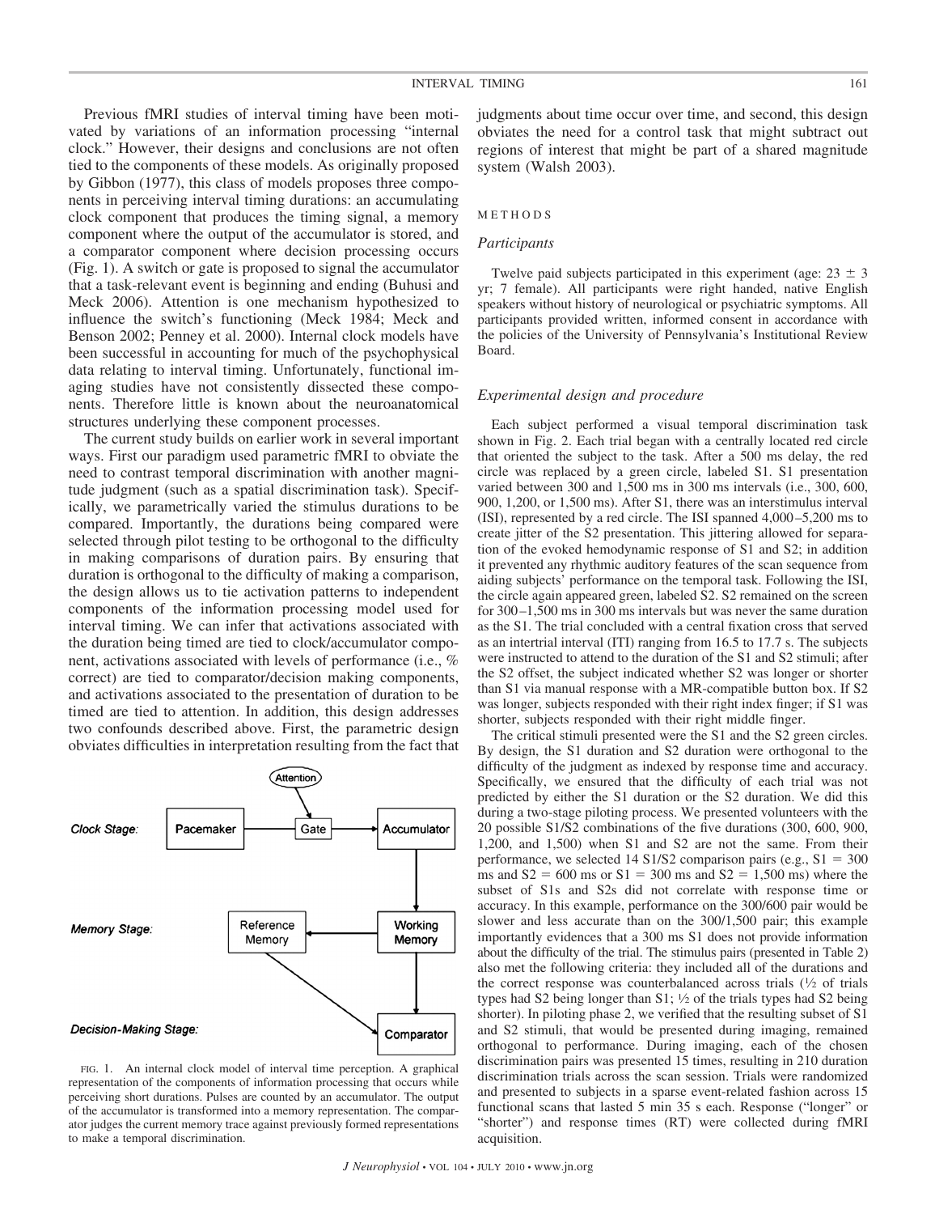Previous fMRI studies of interval timing have been motivated by variations of an information processing "internal clock." However, their designs and conclusions are not often tied to the components of these models. As originally proposed by Gibbon (1977), this class of models proposes three components in perceiving interval timing durations: an accumulating clock component that produces the timing signal, a memory component where the output of the accumulator is stored, and a comparator component where decision processing occurs (Fig. 1). A switch or gate is proposed to signal the accumulator that a task-relevant event is beginning and ending (Buhusi and Meck 2006). Attention is one mechanism hypothesized to influence the switch's functioning (Meck 1984; Meck and Benson 2002; Penney et al. 2000). Internal clock models have been successful in accounting for much of the psychophysical data relating to interval timing. Unfortunately, functional imaging studies have not consistently dissected these components. Therefore little is known about the neuroanatomical structures underlying these component processes.

The current study builds on earlier work in several important ways. First our paradigm used parametric fMRI to obviate the need to contrast temporal discrimination with another magnitude judgment (such as a spatial discrimination task). Specifically, we parametrically varied the stimulus durations to be compared. Importantly, the durations being compared were selected through pilot testing to be orthogonal to the difficulty in making comparisons of duration pairs. By ensuring that duration is orthogonal to the difficulty of making a comparison, the design allows us to tie activation patterns to independent components of the information processing model used for interval timing. We can infer that activations associated with the duration being timed are tied to clock/accumulator component, activations associated with levels of performance (i.e., % correct) are tied to comparator/decision making components, and activations associated to the presentation of duration to be timed are tied to attention. In addition, this design addresses two confounds described above. First, the parametric design obviates difficulties in interpretation resulting from the fact that judgments about time occur over time, and second, this design obviates the need for a control task that might subtract out regions of interest that might be part of a shared magnitude system (Walsh 2003).

FIG. 1. An internal clock model of interval time perception. A graphical representation of the components of information processing that occurs while perceiving short durations. Pulses are counted by an accumulator. The output of the accumulator is transformed into a memory representation. The comparator judges the current memory trace against previously formed representations to make a temporal discrimination.

## METHODS

### Participants

Twelve paid subjects participated in this experiment (age: 23 ± 3 yr; 7 female). All participants were right handed, native English speakers without history of neurological or psychiatric symptoms. All participants provided written, informed consent in accordance with the policies of the University of Pennsylvania's Institutional Review Board.

### Experimental design and procedure

Each subject performed a visual temporal discrimination task shown in Fig. 2. Each trial began with a centrally located red circle that oriented the subject to the task. After a 500 ms delay, the red circle was replaced by a green circle, labeled S1. S1 presentation varied between 300 and 1,500 ms in 300 ms intervals (i.e., 300, 600, 900, 1,200, or 1,500 ms). After S1, there was an interstimulus interval (ISI), represented by a red circle. The ISI spanned 4,000–5,200 ms to create jitter of the S2 presentation. This jittering allowed for separation of the evoked hemodynamic response of S1 and S2; in addition it prevented any rhythmic auditory features of the scan sequence from aiding subjects' performance on the temporal task. Following the ISI, the circle again appeared green, labeled S2. S2 remained on the screen for 300–1,500 ms in 300 ms intervals but was never the same duration as the S1. The trial concluded with a central fixation cross that served as an intertrial interval (ITI) ranging from 16.5 to 17.7 s. The subjects were instructed to attend to the duration of the S1 and S2 stimuli; after the S2 offset, the subject indicated whether S2 was longer or shorter than S1 via manual response with a MR-compatible button box. If S2 was longer, subjects responded with their right index finger; if S1 was shorter, subjects responded with their right middle finger.

The critical stimuli presented were the S1 and the S2 green circles. By design, the S1 duration and S2 duration were orthogonal to the difficulty of the judgment as indexed by response time and accuracy. Specifically, we ensured that the difficulty of each trial was not predicted by either the S1 duration or the S2 duration. We did this during a two-stage piloting process. We presented volunteers with the 20 possible S1/S2 combinations of the five durations (300, 600, 900, 1,200, and 1,500) when S1 and S2 are not the same. From their performance, we selected 14 S1/S2 comparison pairs (e.g., S1 = 300 ms and S2 = 600 ms or S1 = 300 ms and S2 = 1,500 ms) where the subset of S1s and S2s did not correlate with response time or accuracy. In this example, performance on the 300/600 pair would be slower and less accurate than on the 300/1,500 pair; this example importantly evidences that a 300 ms S1 does not provide information about the difficulty of the trial. The stimulus pairs (presented in Table 2) also met the following criteria: they included all of the durations and the correct response was counterbalanced across trials (½ of trials types had S2 being longer than S1; ½ of the trials types had S2 being shorter). In piloting phase 2, we verified that the resulting subset of S1 and S2 stimuli, that would be presented during imaging, remained orthogonal to performance. During imaging, each of the chosen discrimination pairs was presented 15 times, resulting in 210 duration discrimination trials across the scan session. Trials were randomized and presented to subjects in a sparse event-related fashion across 15 functional scans that lasted 5 min 35 s each. Response ("longer" or "shorter") and response times (RT) were collected during fMRI acquisition.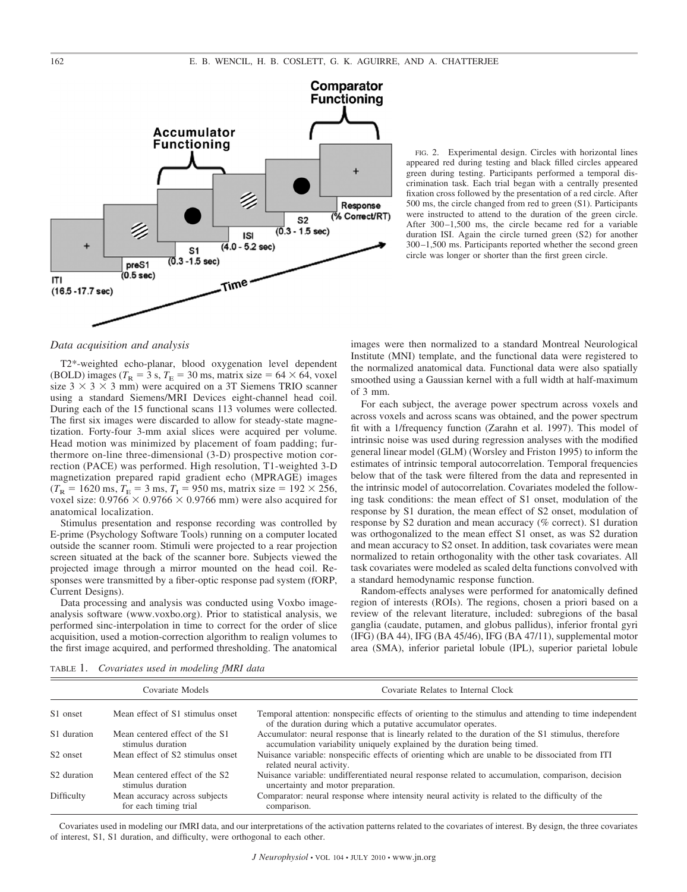FIG. 2. Experimental design. Circles with horizontal lines appeared red during testing and black filled circles appeared green during testing. Participants performed a temporal discrimination task. Each trial began with a centrally presented fixation cross followed by the presentation of a red circle. After 500 ms, the circle changed from red to green (S1). Participants were instructed to attend to the duration of the green circle. After 300–1,500 ms, the circle became red for a variable duration ISI. Again the circle turned green (S2) for another 300–1,500 ms. Participants reported whether the second green circle was longer or shorter than the first green circle.

### *Data acquisition and analysis*

T2*-weighted echo-planar, blood oxygenation level dependent (BOLD) images ($T_R$ = 3 s, $T_E$ = 30 ms, matrix size = 64 × 64, voxel size 3 × 3 × 3 mm) were acquired on a 3T Siemens TRIO scanner using a standard Siemens/MRI Devices eight-channel head coil. During each of the 15 functional scans 113 volumes were collected. The first six images were discarded to allow for steady-state magnetization. Forty-four 3-mm axial slices were acquired per volume. Head motion was minimized by placement of foam padding; furthermore on-line three-dimensional (3-D) prospective motion correction (PACE) was performed. High resolution, T1-weighted 3-D magnetization prepared rapid gradient echo (MPRAGE) images ($T_R$ = 1620 ms, $T_E$ = 3 ms, $T_I$ = 950 ms, matrix size = 192 × 256, voxel size: 0.9766 × 0.9766 × 0.9766 mm) were also acquired for anatomical localization.

Stimulus presentation and response recording was controlled by E-prime (Psychology Software Tools) running on a computer located outside the scanner room. Stimuli were projected to a rear projection screen situated at the back of the scanner bore. Subjects viewed the projected image through a mirror mounted on the head coil. Responses were transmitted by a fiber-optic response pad system (fORP, Current Designs).

Data processing and analysis was conducted using Voxbo image-analysis software (www.voxbo.org). Prior to statistical analysis, we performed sinc-interpolation in time to correct for the order of slice acquisition, used a motion-correction algorithm to realign volumes to the first image acquired, and performed thresholding. The anatomical images were then normalized to a standard Montreal Neurological Institute (MNI) template, and the functional data were registered to the normalized anatomical data. Functional data were also spatially smoothed using a Gaussian kernel with a full width at half-maximum of 3 mm.

For each subject, the average power spectrum across voxels and across voxels and across scans was obtained, and the power spectrum fit with a 1/frequency function (Zarahn et al. 1997). This model of intrinsic noise was used during regression analyses with the modified general linear model (GLM) (Worsley and Friston 1995) to inform the estimates of intrinsic temporal autocorrelation. Temporal frequencies below that of the task were filtered from the data and represented in the intrinsic model of autocorrelation. Covariates modeled the following task conditions: the mean effect of S1 onset, modulation of the response by S1 duration, the mean effect of S2 onset, modulation of response by S2 duration and mean accuracy (% correct). S1 duration was orthogonalized to the mean effect S1 onset, as was S2 duration and mean accuracy to S2 onset. In addition, task covariates were mean normalized to retain orthogonality with the other task covariates. All task covariates were modeled as scaled delta functions convolved with a standard hemodynamic response function.

Random-effects analyses were performed for anatomically defined region of interests (ROIs). The regions, chosen a priori based on a review of the relevant literature, included: subregions of the basal ganglia (caudate, putamen, and globus pallidus), inferior frontal gyri (IFG) (BA 44), IFG (BA 45/46), IFG (BA 47/11), supplemental motor area (SMA), inferior parietal lobule (IPL), superior parietal lobule

TABLE 1. *Covariates used in modeling fMRI data*

| Covariate Models | | Covariate Relates to Internal Clock |
|---|---|---|
| S1 onset | Mean effect of S1 stimulus onset | Temporal attention: nonspecific effects of orienting to the stimulus and attending to time independent of the duration during which a putative accumulator operates. |
| S1 duration | Mean centered effect of the S1 stimulus duration | Accumulator: neural response that is linearly related to the duration of the S1 stimulus, therefore accumulation variability uniquely explained by the duration being timed. |
| S2 onset | Mean effect of S2 stimulus onset | Nuisance variable: nonspecific effects of orienting which are unable to be dissociated from ITI related neural activity. |
| S2 duration | Mean centered effect of the S2 stimulus duration | Nuisance variable: undifferentiated neural response related to accumulation, comparison, decision uncertainty and motor preparation. |
| Difficulty | Mean accuracy across subjects for each timing trial | Comparator: neural response where intensity neural activity is related to the difficulty of the comparison. |

Covariates used in modeling our fMRI data, and our interpretations of the activation patterns related to the covariates of interest. By design, the three covariates of interest, S1, S1 duration, and difficulty, were orthogonal to each other.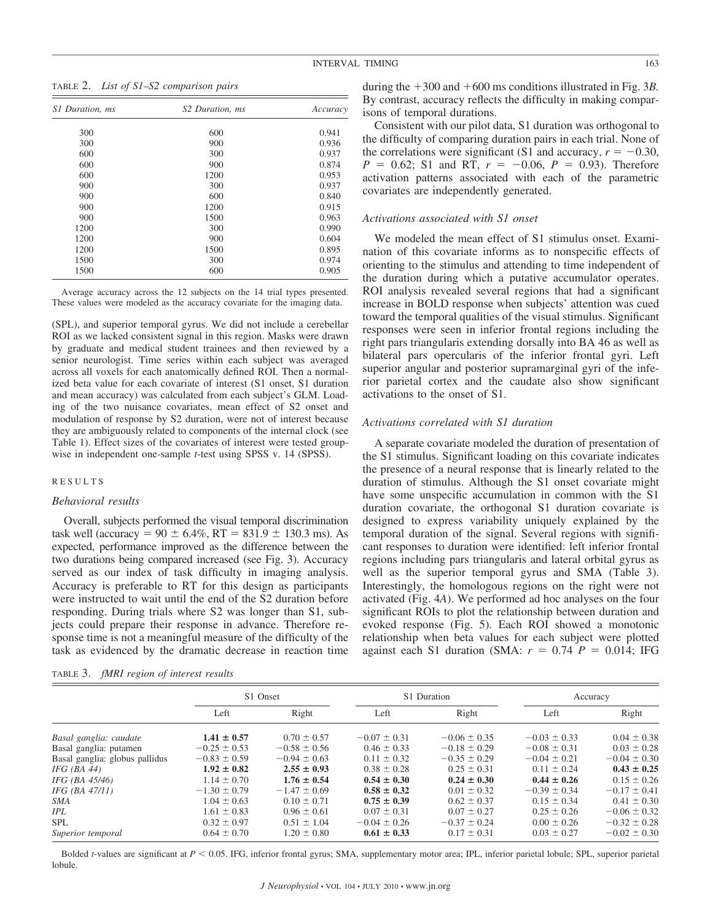TABLE 2. *List of S1–S2 comparison pairs*

| S1 Duration, ms | S2 Duration, ms | Accuracy |
|---|---|---|
| 300 | 600 | 0.941 |
| 300 | 900 | 0.936 |
| 600 | 300 | 0.937 |
| 600 | 900 | 0.874 |
| 600 | 1200 | 0.953 |
| 900 | 300 | 0.937 |
| 900 | 600 | 0.840 |
| 900 | 1200 | 0.915 |
| 900 | 1500 | 0.963 |
| 1200 | 300 | 0.990 |
| 1200 | 900 | 0.604 |
| 1200 | 1500 | 0.895 |
| 1500 | 300 | 0.974 |
| 1500 | 600 | 0.905 |

Average accuracy across the 12 subjects on the 14 trial types presented. These values were modeled as the accuracy covariate for the imaging data.

(SPL), and superior temporal gyrus. We did not include a cerebellar ROI as we lacked consistent signal in this region. Masks were drawn by graduate and medical student trainees and then reviewed by a senior neurologist. Time series within each subject was averaged across all voxels for each anatomically defined ROI. Then a normalized beta value for each covariate of interest (S1 onset, S1 duration and mean accuracy) was calculated from each subject's GLM. Loading of the two nuisance covariates, mean effect of S2 onset and modulation of response by S2 duration, were not of interest because they are ambiguously related to components of the internal clock (see Table 1). Effect sizes of the covariates of interest were tested groupwise in independent one-sample *t*-test using SPSS v. 14 (SPSS).

## RESULTS

### *Behavioral results*

Overall, subjects performed the visual temporal discrimination task well (accuracy = 90 ± 6.4%, RT = 831.9 ± 130.3 ms). As expected, performance improved as the difference between the two durations being compared increased (see Fig. 3). Accuracy served as our index of task difficulty in imaging analysis. Accuracy is preferable to RT for this design as participants were instructed to wait until the end of the S2 duration before responding. During trials where S2 was longer than S1, subjects could prepare their response in advance. Therefore response time is not a meaningful measure of the difficulty of the task as evidenced by the dramatic decrease in reaction time during the +300 and +600 ms conditions illustrated in Fig. 3*B*. By contrast, accuracy reflects the difficulty in making comparisons of temporal durations.

Consistent with our pilot data, S1 duration was orthogonal to the difficulty of comparing duration pairs in each trial. None of the correlations were significant (S1 and accuracy, $r = -0.30$, $P = 0.62$; S1 and RT, $r = -0.06$, $P = 0.93$). Therefore activation patterns associated with each of the parametric covariates are independently generated.

### *Activations associated with S1 onset*

We modeled the mean effect of S1 stimulus onset. Examination of this covariate informs as to nonspecific effects of orienting to the stimulus and attending to time independent of the duration during which a putative accumulator operates. ROI analysis revealed several regions that had a significant increase in BOLD response when subjects' attention was cued toward the temporal qualities of the visual stimulus. Significant responses were seen in inferior frontal regions including the right pars triangularis extending dorsally into BA 46 as well as bilateral pars opercularis of the inferior frontal gyri. Left superior angular and posterior supramarginal gyri of the inferior parietal cortex and the caudate also show significant activations to the onset of S1.

### *Activations correlated with S1 duration*

A separate covariate modeled the duration of presentation of the S1 stimulus. Significant loading on this covariate indicates the presence of a neural response that is linearly related to the duration of stimulus. Although the S1 onset covariate might have some unspecific accumulation in common with the S1 duration covariate, the orthogonal S1 duration covariate is designed to express variability uniquely explained by the temporal duration of the signal. Several regions with significant responses to duration were identified: left inferior frontal regions including pars triangularis and lateral orbital gyrus as well as the superior temporal gyrus and SMA (Table 3). Interestingly, the homologous regions on the right were not activated (Fig. 4*A*). We performed ad hoc analyses on the four significant ROIs to plot the relationship between duration and evoked response (Fig. 5). Each ROI showed a monotonic relationship when beta values for each subject were plotted against each S1 duration (SMA: $r = 0.74$ $P = 0.014$; IFG

TABLE 3. *fMRI region of interest results*

| | S1 Onset | | S1 Duration | | Accuracy | |
|---|---|---|---|---|---|---|
| | Left | Right | Left | Right | Left | Right |
| *Basal ganglia: caudate* | **1.41 ± 0.57** | 0.70 ± 0.57 | −0.07 ± 0.31 | −0.06 ± 0.35 | −0.03 ± 0.33 | 0.04 ± 0.38 |
| Basal ganglia: putamen | −0.25 ± 0.53 | −0.58 ± 0.56 | 0.46 ± 0.33 | −0.18 ± 0.29 | −0.08 ± 0.31 | 0.03 ± 0.28 |
| Basal ganglia: globus pallidus | −0.83 ± 0.59 | −0.94 ± 0.63 | 0.11 ± 0.32 | −0.35 ± 0.29 | −0.04 ± 0.21 | −0.04 ± 0.30 |
| *IFG (BA 44)* | **1.92 ± 0.82** | **2.55 ± 0.93** | 0.38 ± 0.28 | 0.25 ± 0.31 | 0.11 ± 0.24 | **0.43 ± 0.25** |
| *IFG (BA 45/46)* | 1.14 ± 0.70 | **1.76 ± 0.54** | **0.54 ± 0.30** | **0.24 ± 0.30** | **0.44 ± 0.26** | 0.15 ± 0.26 |
| *IFG (BA 47/11)* | −1.30 ± 0.79 | −1.47 ± 0.69 | **0.58 ± 0.32** | 0.01 ± 0.32 | −0.39 ± 0.34 | −0.17 ± 0.41 |
| *SMA* | 1.04 ± 0.63 | 0.10 ± 0.71 | **0.75 ± 0.39** | 0.62 ± 0.37 | 0.15 ± 0.34 | 0.41 ± 0.30 |
| *IPL* | 1.61 ± 0.83 | 0.96 ± 0.61 | 0.07 ± 0.31 | 0.07 ± 0.27 | 0.25 ± 0.26 | −0.06 ± 0.32 |
| SPL | 0.32 ± 0.97 | 0.51 ± 1.04 | −0.04 ± 0.26 | −0.37 ± 0.24 | 0.00 ± 0.26 | −0.32 ± 0.28 |
| *Superior temporal* | 0.64 ± 0.70 | 1.20 ± 0.80 | **0.61 ± 0.33** | 0.17 ± 0.31 | 0.03 ± 0.27 | −0.02 ± 0.30 |

Bolded *t*-values are significant at $P < 0.05$. IFG, inferior frontal gyrus; SMA, supplementary motor area; IPL, inferior parietal lobule; SPL, superior parietal lobule.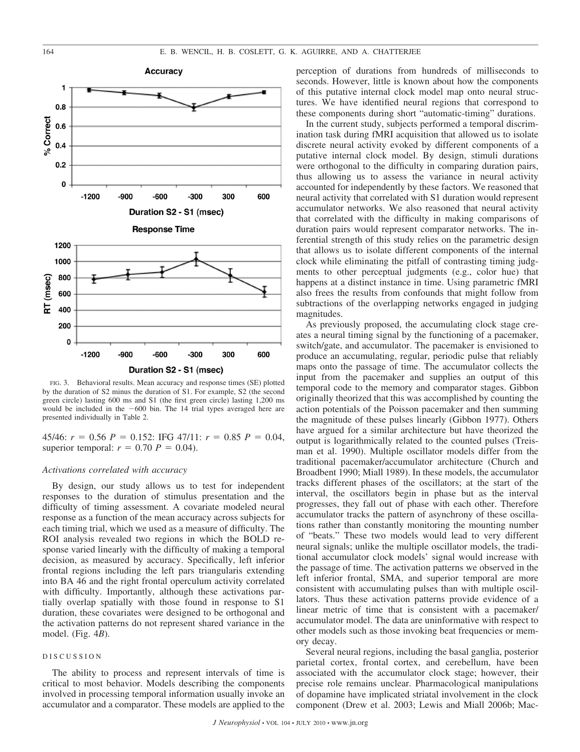FIG. 3. Behavioral results. Mean accuracy and response times (SE) plotted by the duration of S2 minus the duration of S1. For example, S2 (the second green circle) lasting 600 ms and S1 (the first green circle) lasting 1,200 ms would be included in the −600 bin. The 14 trial types averaged here are presented individually in Table 2.

45/46: $r = 0.56$ $P = 0.152$: IFG 47/11: $r = 0.85$ $P = 0.04$, superior temporal: $r = 0.70$ $P = 0.04$).

### *Activations correlated with accuracy*

By design, our study allows us to test for independent responses to the duration of stimulus presentation and the difficulty of timing assessment. A covariate modeled neural response as a function of the mean accuracy across subjects for each timing trial, which we used as a measure of difficulty. The ROI analysis revealed two regions in which the BOLD response varied linearly with the difficulty of making a temporal decision, as measured by accuracy. Specifically, left inferior frontal regions including the left pars triangularis extending into BA 46 and the right frontal operculum activity correlated with difficulty. Importantly, although these activations partially overlap spatially with those found in response to S1 duration, these covariates were designed to be orthogonal and the activation patterns do not represent shared variance in the model. (Fig. 4*B*).

## DISCUSSION

The ability to process and represent intervals of time is critical to most behavior. Models describing the components involved in processing temporal information usually invoke an accumulator and a comparator. These models are applied to the perception of durations from hundreds of milliseconds to seconds. However, little is known about how the components of this putative internal clock model map onto neural structures. We have identified neural regions that correspond to these components during short "automatic-timing" durations.

In the current study, subjects performed a temporal discrimination task during fMRI acquisition that allowed us to isolate discrete neural activity evoked by different components of a putative internal clock model. By design, stimuli durations were orthogonal to the difficulty in comparing duration pairs, thus allowing us to assess the variance in neural activity accounted for independently by these factors. We reasoned that neural activity that correlated with S1 duration would represent accumulator networks. We also reasoned that neural activity that correlated with the difficulty in making comparisons of duration pairs would represent comparator networks. The inferential strength of this study relies on the parametric design that allows us to isolate different components of the internal clock while eliminating the pitfall of contrasting timing judgments to other perceptual judgments (e.g., color hue) that happens at a distinct instance in time. Using parametric fMRI also frees the results from confounds that might follow from subtractions of the overlapping networks engaged in judging magnitudes.

As previously proposed, the accumulating clock stage creates a neural timing signal by the functioning of a pacemaker, switch/gate, and accumulator. The pacemaker is envisioned to produce an accumulating, regular, periodic pulse that reliably maps onto the passage of time. The accumulator collects the input from the pacemaker and supplies an output of this temporal code to the memory and comparator stages. Gibbon originally theorized that this was accomplished by counting the action potentials of the Poisson pacemaker and then summing the magnitude of these pulses linearly (Gibbon 1977). Others have argued for a similar architecture but have theorized the output is logarithmically related to the counted pulses (Treisman et al. 1990). Multiple oscillator models differ from the traditional pacemaker/accumulator architecture (Church and Broadbent 1990; Miall 1989). In these models, the accumulator tracks different phases of the oscillators; at the start of the interval, the oscillators begin in phase but as the interval progresses, they fall out of phase with each other. Therefore accumulator tracks the pattern of asynchrony of these oscillations rather than constantly monitoring the mounting number of "beats." These two models would lead to very different neural signals; unlike the multiple oscillator models, the traditional accumulator clock models' signal would increase with the passage of time. The activation patterns we observed in the left inferior frontal, SMA, and superior temporal are more consistent with accumulating pulses than with multiple oscillators. Thus these activation patterns provide evidence of a linear metric of time that is consistent with a pacemaker/accumulator model. The data are uninformative with respect to other models such as those invoking beat frequencies or memory decay.

Several neural regions, including the basal ganglia, posterior parietal cortex, frontal cortex, and cerebellum, have been associated with the accumulator clock stage; however, their precise role remains unclear. Pharmacological manipulations of dopamine have implicated striatal involvement in the clock component (Drew et al. 2003; Lewis and Miall 2006b; Mac-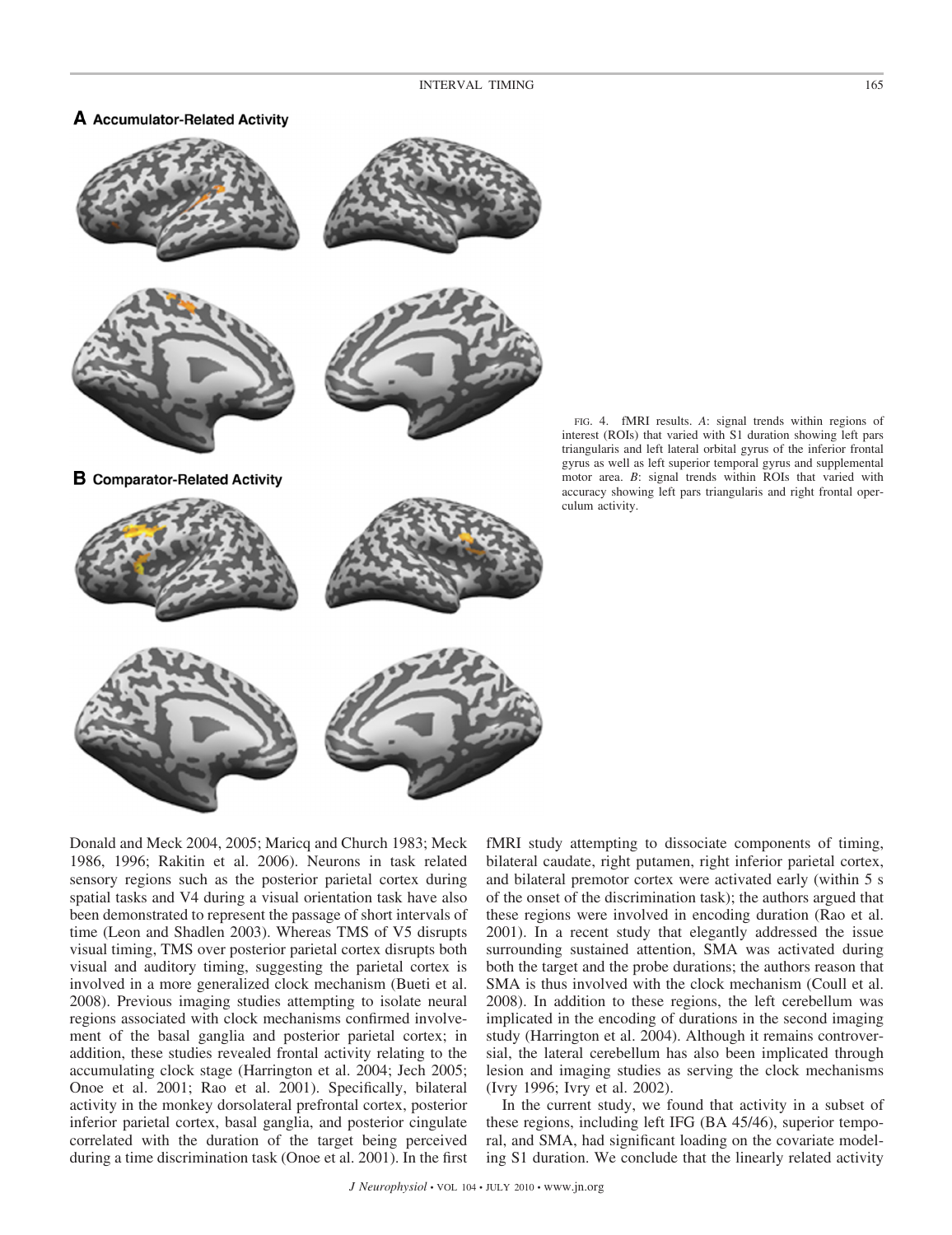**A Accumulator-Related Activity**

**B Comparator-Related Activity**

FIG. 4. fMRI results. *A*: signal trends within regions of interest (ROIs) that varied with S1 duration showing left pars triangularis and left lateral orbital gyrus of the inferior frontal gyrus as well as left superior temporal gyrus and supplemental motor area. *B*: signal trends within ROIs that varied with accuracy showing left pars triangularis and right frontal operculum activity.

Donald and Meck 2004, 2005; Maricq and Church 1983; Meck 1986, 1996; Rakitin et al. 2006). Neurons in task related sensory regions such as the posterior parietal cortex during spatial tasks and V4 during a visual orientation task have also been demonstrated to represent the passage of short intervals of time (Leon and Shadlen 2003). Whereas TMS of V5 disrupts visual timing, TMS over posterior parietal cortex disrupts both visual and auditory timing, suggesting the parietal cortex is involved in a more generalized clock mechanism (Bueti et al. 2008). Previous imaging studies attempting to isolate neural regions associated with clock mechanisms confirmed involvement of the basal ganglia and posterior parietal cortex; in addition, these studies revealed frontal activity relating to the accumulating clock stage (Harrington et al. 2004; Jech 2005; Onoe et al. 2001; Rao et al. 2001). Specifically, bilateral activity in the monkey dorsolateral prefrontal cortex, posterior inferior parietal cortex, basal ganglia, and posterior cingulate correlated with the duration of the target being perceived during a time discrimination task (Onoe et al. 2001). In the first fMRI study attempting to dissociate components of timing, bilateral caudate, right putamen, right inferior parietal cortex, and bilateral premotor cortex were activated early (within 5 s of the onset of the discrimination task); the authors argued that these regions were involved in encoding duration (Rao et al. 2001). In a recent study that elegantly addressed the issue surrounding sustained attention, SMA was activated during both the target and the probe durations; the authors reason that SMA is thus involved with the clock mechanism (Coull et al. 2008). In addition to these regions, the left cerebellum was implicated in the encoding of durations in the second imaging study (Harrington et al. 2004). Although it remains controversial, the lateral cerebellum has also been implicated through lesion and imaging studies as serving the clock mechanisms (Ivry 1996; Ivry et al. 2002).

In the current study, we found that activity in a subset of these regions, including left IFG (BA 45/46), superior temporal, and SMA, had significant loading on the covariate modeling S1 duration. We conclude that the linearly related activity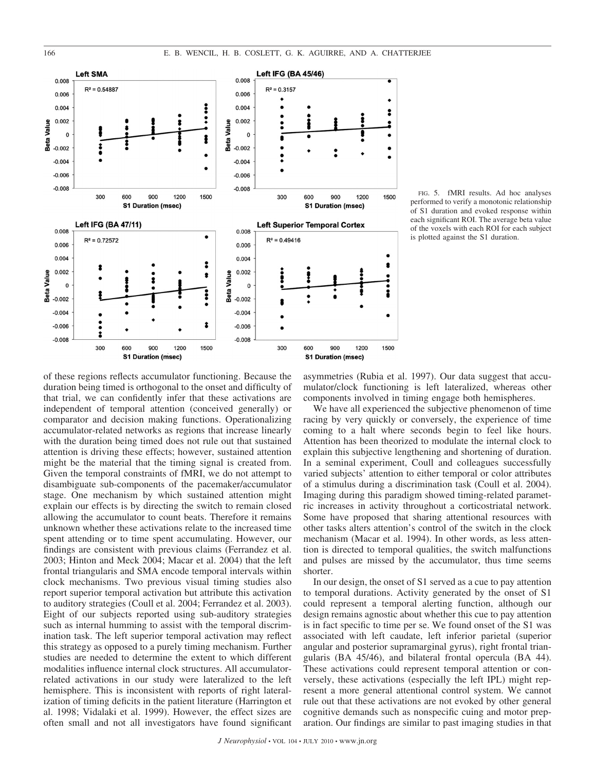FIG. 5. fMRI results. Ad hoc analyses performed to verify a monotonic relationship of S1 duration and evoked response within each significant ROI. The average beta value of the voxels with each ROI for each subject is plotted against the S1 duration.

of these regions reflects accumulator functioning. Because the duration being timed is orthogonal to the onset and difficulty of that trial, we can confidently infer that these activations are independent of temporal attention (conceived generally) or comparator and decision making functions. Operationalizing accumulator-related networks as regions that increase linearly with the duration being timed does not rule out that sustained attention is driving these effects; however, sustained attention might be the material that the timing signal is created from. Given the temporal constraints of fMRI, we do not attempt to disambiguate sub-components of the pacemaker/accumulator stage. One mechanism by which sustained attention might explain our effects is by directing the switch to remain closed allowing the accumulator to count beats. Therefore it remains unknown whether these activations relate to the increased time spent attending or to time spent accumulating. However, our findings are consistent with previous claims (Ferrandez et al. 2003; Hinton and Meck 2004; Macar et al. 2004) that the left frontal triangularis and SMA encode temporal intervals within clock mechanisms. Two previous visual timing studies also report superior temporal activation but attribute this activation to auditory strategies (Coull et al. 2004; Ferrandez et al. 2003). Eight of our subjects reported using sub-auditory strategies such as internal humming to assist with the temporal discrimination task. The left superior temporal activation may reflect this strategy as opposed to a purely timing mechanism. Further studies are needed to determine the extent to which different modalities influence internal clock structures. All accumulator-related activations in our study were lateralized to the left hemisphere. This is inconsistent with reports of right lateralization of timing deficits in the patient literature (Harrington et al. 1998; Vidalaki et al. 1999). However, the effect sizes are often small and not all investigators have found significant asymmetries (Rubia et al. 1997). Our data suggest that accumulator/clock functioning is left lateralized, whereas other components involved in timing engage both hemispheres.

We have all experienced the subjective phenomenon of time racing by very quickly or conversely, the experience of time coming to a halt where seconds begin to feel like hours. Attention has been theorized to modulate the internal clock to explain this subjective lengthening and shortening of duration. In a seminal experiment, Coull and colleagues successfully varied subjects' attention to either temporal or color attributes of a stimulus during a discrimination task (Coull et al. 2004). Imaging during this paradigm showed timing-related parametric increases in activity throughout a corticostriatal network. Some have proposed that sharing attentional resources with other tasks alters attention's control of the switch in the clock mechanism (Macar et al. 1994). In other words, as less attention is directed to temporal qualities, the switch malfunctions and pulses are missed by the accumulator, thus time seems shorter.

In our design, the onset of S1 served as a cue to pay attention to temporal durations. Activity generated by the onset of S1 could represent a temporal alerting function, although our design remains agnostic about whether this cue to pay attention is in fact specific to time per se. We found onset of the S1 was associated with left caudate, left inferior parietal (superior angular and posterior supramarginal gyrus), right frontal triangularis (BA 45/46), and bilateral frontal opercula (BA 44). These activations could represent temporal attention or conversely, these activations (especially the left IPL) might represent a more general attentional control system. We cannot rule out that these activations are not evoked by other general cognitive demands such as nonspecific cuing and motor preparation. Our findings are similar to past imaging studies in that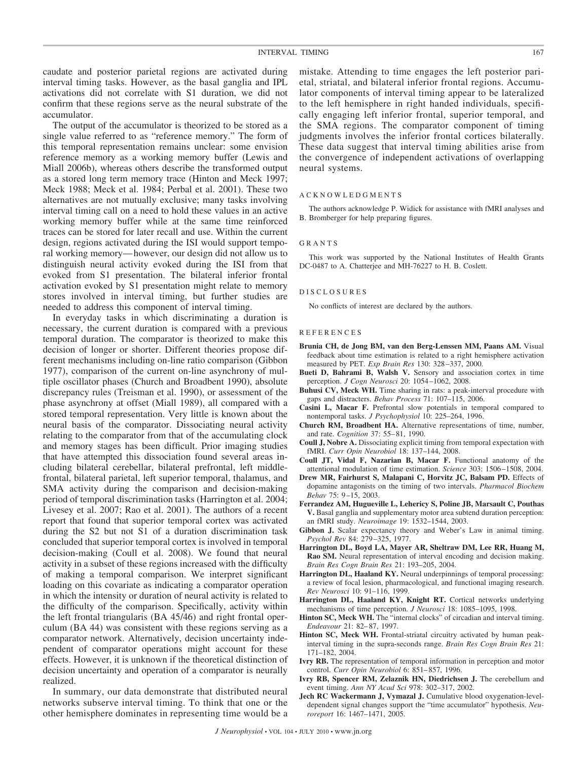caudate and posterior parietal regions are activated during interval timing tasks. However, as the basal ganglia and IPL activations did not correlate with S1 duration, we did not confirm that these regions serve as the neural substrate of the accumulator.

The output of the accumulator is theorized to be stored as a single value referred to as "reference memory." The form of this temporal representation remains unclear: some envision reference memory as a working memory buffer (Lewis and Miall 2006b), whereas others describe the transformed output as a stored long term memory trace (Hinton and Meck 1997; Meck 1988; Meck et al. 1984; Perbal et al. 2001). These two alternatives are not mutually exclusive; many tasks involving interval timing call on a need to hold these values in an active working memory buffer while at the same time reinforced traces can be stored for later recall and use. Within the current design, regions activated during the ISI would support temporal working memory—however, our design did not allow us to distinguish neural activity evoked during the ISI from that evoked from S1 presentation. The bilateral inferior frontal activation evoked by S1 presentation might relate to memory stores involved in interval timing, but further studies are needed to address this component of interval timing.

In everyday tasks in which discriminating a duration is necessary, the current duration is compared with a previous temporal duration. The comparator is theorized to make this decision of longer or shorter. Different theories propose different mechanisms including on-line ratio comparison (Gibbon 1977), comparison of the current on-line asynchrony of multiple oscillator phases (Church and Broadbent 1990), absolute discrepancy rules (Treisman et al. 1990), or assessment of the phase asynchrony at offset (Miall 1989), all compared with a stored temporal representation. Very little is known about the neural basis of the comparator. Dissociating neural activity relating to the comparator from that of the accumulating clock and memory stages has been difficult. Prior imaging studies that have attempted this dissociation found several areas including bilateral cerebellar, bilateral prefrontal, left middle-frontal, bilateral parietal, left superior temporal, thalamus, and SMA activity during the comparison and decision-making period of temporal discrimination tasks (Harrington et al. 2004; Livesey et al. 2007; Rao et al. 2001). The authors of a recent report that found that superior temporal cortex was activated during the S2 but not S1 of a duration discrimination task concluded that superior temporal cortex is involved in temporal decision-making (Coull et al. 2008). We found that neural activity in a subset of these regions increased with the difficulty of making a temporal comparison. We interpret significant loading on this covariate as indicating a comparator operation in which the intensity or duration of neural activity is related to the difficulty of the comparison. Specifically, activity within the left frontal triangularis (BA 45/46) and right frontal operculum (BA 44) was consistent with these regions serving as a comparator network. Alternatively, decision uncertainty independent of comparator operations might account for these effects. However, it is unknown if the theoretical distinction of decision uncertainty and operation of a comparator is neurally realized.

In summary, our data demonstrate that distributed neural networks subserve interval timing. To think that one or the other hemisphere dominates in representing time would be a mistake. Attending to time engages the left posterior parietal, striatal, and bilateral inferior frontal regions. Accumulator components of interval timing appear to be lateralized to the left hemisphere in right handed individuals, specifically engaging left inferior frontal, superior temporal, and the SMA regions. The comparator component of timing judgments involves the inferior frontal cortices bilaterally. These data suggest that interval timing abilities arise from the convergence of independent activations of overlapping neural systems.

## ACKNOWLEDGMENTS

The authors acknowledge P. Widick for assistance with fMRI analyses and B. Bromberger for help preparing figures.

## GRANTS

This work was supported by the National Institutes of Health Grants DC-0487 to A. Chatterjee and MH-76227 to H. B. Coslett.

## DISCLOSURES

No conflicts of interest are declared by the authors.

## REFERENCES

**Brunia CH, de Jong BM, van den Berg-Lenssen MM, Paans AM.** Visual feedback about time estimation is related to a right hemisphere activation measured by PET. *Exp Brain Res* 130: 328–337, 2000.

**Bueti D, Bahrami B, Walsh V.** Sensory and association cortex in time perception. *J Cogn Neurosci* 20: 1054–1062, 2008.

**Buhusi CV, Meck WH.** Time sharing in rats: a peak-interval procedure with gaps and distracters. *Behav Process* 71: 107–115, 2006.

**Casini L, Macar F.** Prefrontal slow potentials in temporal compared to nontemporal tasks. *J Psychophysiol* 10: 225–264, 1996.

**Church RM, Broadbent HA.** Alternative representations of time, number, and rate. *Cognition* 37: 55–81, 1990.

**Coull J, Nobre A.** Dissociating explicit timing from temporal expectation with fMRI. *Curr Opin Neurobiol* 18: 137–144, 2008.

**Coull JT, Vidal F, Nazarian B, Macar F.** Functional anatomy of the attentional modulation of time estimation. *Science* 303: 1506–1508, 2004.

**Drew MR, Fairhurst S, Malapani C, Horvitz JC, Balsam PD.** Effects of dopamine antagonists on the timing of two intervals. *Pharmacol Biochem Behav* 75: 9–15, 2003.

**Ferrandez AM, Hugueville L, Lehericy S, Poline JB, Marsault C, Pouthas V.** Basal ganglia and supplementary motor area subtend duration perception: an fMRI study. *Neuroimage* 19: 1532–1544, 2003.

**Gibbon J.** Scalar expectancy theory and Weber's Law in animal timing. *Psychol Rev* 84: 279–325, 1977.

**Harrington DL, Boyd LA, Mayer AR, Sheltraw DM, Lee RR, Huang M, Rao SM.** Neural representation of interval encoding and decision making. *Brain Res Cogn Brain Res* 21: 193–205, 2004.

**Harrington DL, Haaland KY.** Neural underpinnings of temporal processing: a review of focal lesion, pharmacological, and functional imaging research. *Rev Neurosci* 10: 91–116, 1999.

**Harrington DL, Haaland KY, Knight RT.** Cortical networks underlying mechanisms of time perception. *J Neurosci* 18: 1085–1095, 1998.

**Hinton SC, Meck WH.** The "internal clocks" of circadian and interval timing. *Endeavour* 21: 82–87, 1997.

**Hinton SC, Meck WH.** Frontal-striatal circuitry activated by human peak-interval timing in the supra-seconds range. *Brain Res Cogn Brain Res* 21: 171–182, 2004.

**Ivry RB.** The representation of temporal information in perception and motor control. *Curr Opin Neurobiol* 6: 851–857, 1996.

**Ivry RB, Spencer RM, Zelaznik HN, Diedrichsen J.** The cerebellum and event timing. *Ann NY Acad Sci* 978: 302–317, 2002.

**Jech RC Wackermann J, Vymazal J.** Cumulative blood oxygenation-level-dependent signal changes support the "time accumulator" hypothesis. *Neuroreport* 16: 1467–1471, 2005.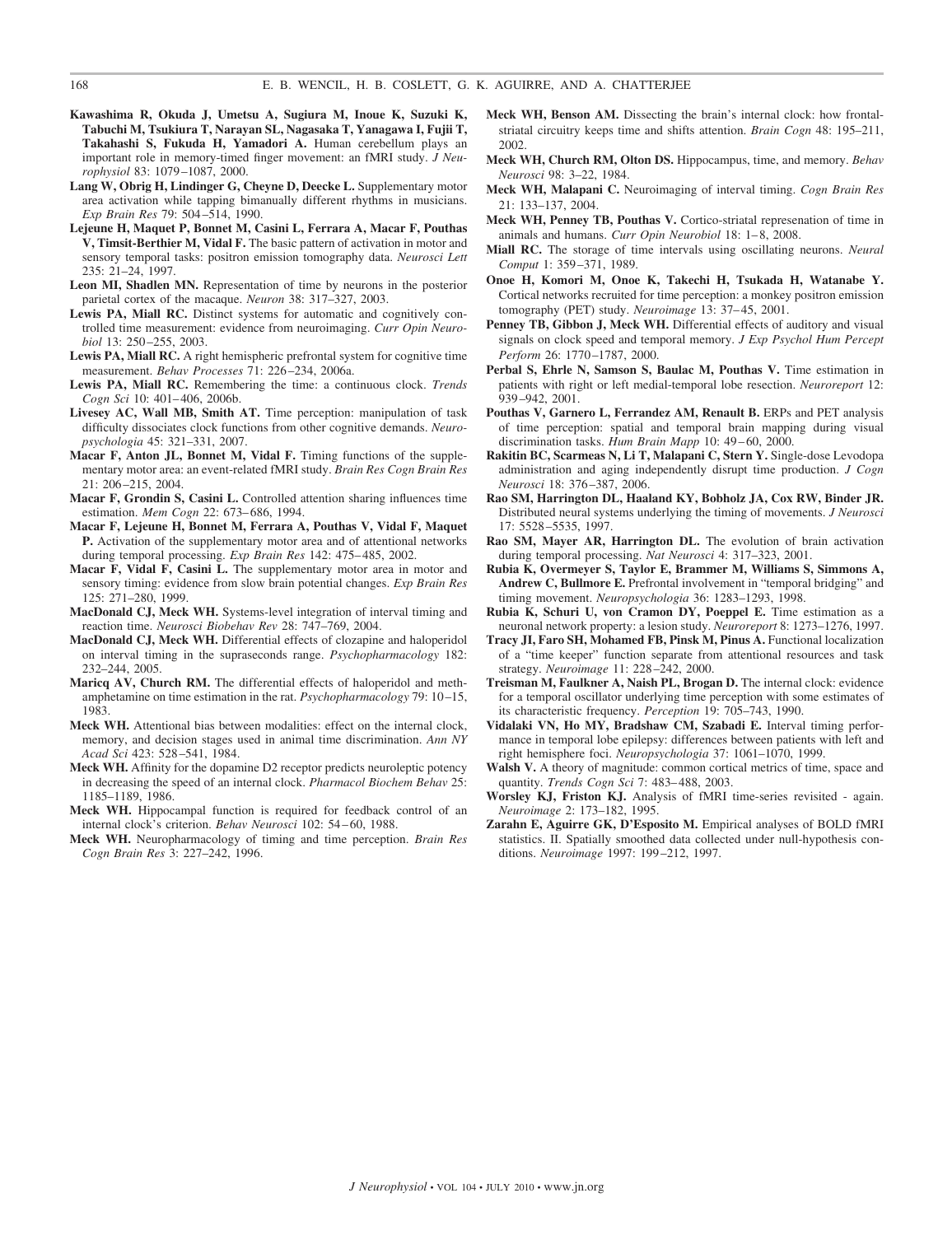**Kawashima R, Okuda J, Umetsu A, Sugiura M, Inoue K, Suzuki K, Tabuchi M, Tsukiura T, Narayan SL, Nagasaka T, Yanagawa I, Fujii T, Takahashi S, Fukuda H, Yamadori A.** Human cerebellum plays an important role in memory-timed finger movement: an fMRI study. *J Neurophysiol* 83: 1079–1087, 2000.

**Lang W, Obrig H, Lindinger G, Cheyne D, Deecke L.** Supplementary motor area activation while tapping bimanually different rhythms in musicians. *Exp Brain Res* 79: 504–514, 1990.

**Lejeune H, Maquet P, Bonnet M, Casini L, Ferrara A, Macar F, Pouthas V, Timsit-Berthier M, Vidal F.** The basic pattern of activation in motor and sensory temporal tasks: positron emission tomography data. *Neurosci Lett* 235: 21–24, 1997.

**Leon MI, Shadlen MN.** Representation of time by neurons in the posterior parietal cortex of the macaque. *Neuron* 38: 317–327, 2003.

**Lewis PA, Miall RC.** Distinct systems for automatic and cognitively controlled time measurement: evidence from neuroimaging. *Curr Opin Neurobiol* 13: 250–255, 2003.

**Lewis PA, Miall RC.** A right hemispheric prefrontal system for cognitive time measurement. *Behav Processes* 71: 226–234, 2006a.

**Lewis PA, Miall RC.** Remembering the time: a continuous clock. *Trends Cogn Sci* 10: 401–406, 2006b.

**Livesey AC, Wall MB, Smith AT.** Time perception: manipulation of task difficulty dissociates clock functions from other cognitive demands. *Neuropsychologia* 45: 321–331, 2007.

**Macar F, Anton JL, Bonnet M, Vidal F.** Timing functions of the supplementary motor area: an event-related fMRI study. *Brain Res Cogn Brain Res* 21: 206–215, 2004.

**Macar F, Grondin S, Casini L.** Controlled attention sharing influences time estimation. *Mem Cogn* 22: 673–686, 1994.

**Macar F, Lejeune H, Bonnet M, Ferrara A, Pouthas V, Vidal F, Maquet P.** Activation of the supplementary motor area and of attentional networks during temporal processing. *Exp Brain Res* 142: 475–485, 2002.

**Macar F, Vidal F, Casini L.** The supplementary motor area in motor and sensory timing: evidence from slow brain potential changes. *Exp Brain Res* 125: 271–280, 1999.

**MacDonald CJ, Meck WH.** Systems-level integration of interval timing and reaction time. *Neurosci Biobehav Rev* 28: 747–769, 2004.

**MacDonald CJ, Meck WH.** Differential effects of clozapine and haloperidol on interval timing in the supraseconds range. *Psychopharmacology* 182: 232–244, 2005.

**Maricq AV, Church RM.** The differential effects of haloperidol and methamphetamine on time estimation in the rat. *Psychopharmacology* 79: 10–15, 1983.

**Meck WH.** Attentional bias between modalities: effect on the internal clock, memory, and decision stages used in animal time discrimination. *Ann NY Acad Sci* 423: 528–541, 1984.

**Meck WH.** Affinity for the dopamine D2 receptor predicts neuroleptic potency in decreasing the speed of an internal clock. *Pharmacol Biochem Behav* 25: 1185–1189, 1986.

**Meck WH.** Hippocampal function is required for feedback control of an internal clock's criterion. *Behav Neurosci* 102: 54–60, 1988.

**Meck WH.** Neuropharmacology of timing and time perception. *Brain Res Cogn Brain Res* 3: 227–242, 1996.

**Meck WH, Benson AM.** Dissecting the brain's internal clock: how frontal-striatal circuitry keeps time and shifts attention. *Brain Cogn* 48: 195–211, 2002.

**Meck WH, Church RM, Olton DS.** Hippocampus, time, and memory. *Behav Neurosci* 98: 3–22, 1984.

**Meck WH, Malapani C.** Neuroimaging of interval timing. *Cogn Brain Res* 21: 133–137, 2004.

**Meck WH, Penney TB, Pouthas V.** Cortico-striatal represenation of time in animals and humans. *Curr Opin Neurobiol* 18: 1–8, 2008.

**Miall RC.** The storage of time intervals using oscillating neurons. *Neural Comput* 1: 359–371, 1989.

**Onoe H, Komori M, Onoe K, Takechi H, Tsukada H, Watanabe Y.** Cortical networks recruited for time perception: a monkey positron emission tomography (PET) study. *Neuroimage* 13: 37–45, 2001.

**Penney TB, Gibbon J, Meck WH.** Differential effects of auditory and visual signals on clock speed and temporal memory. *J Exp Psychol Hum Percept Perform* 26: 1770–1787, 2000.

**Perbal S, Ehrle N, Samson S, Baulac M, Pouthas V.** Time estimation in patients with right or left medial-temporal lobe resection. *Neuroreport* 12: 939–942, 2001.

**Pouthas V, Garnero L, Ferrandez AM, Renault B.** ERPs and PET analysis of time perception: spatial and temporal brain mapping during visual discrimination tasks. *Hum Brain Mapp* 10: 49–60, 2000.

**Rakitin BC, Scarmeas N, Li T, Malapani C, Stern Y.** Single-dose Levodopa administration and aging independently disrupt time production. *J Cogn Neurosci* 18: 376–387, 2006.

**Rao SM, Harrington DL, Haaland KY, Bobholz JA, Cox RW, Binder JR.** Distributed neural systems underlying the timing of movements. *J Neurosci* 17: 5528–5535, 1997.

**Rao SM, Mayer AR, Harrington DL.** The evolution of brain activation during temporal processing. *Nat Neurosci* 4: 317–323, 2001.

**Rubia K, Overmeyer S, Taylor E, Brammer M, Williams S, Simmons A, Andrew C, Bullmore E.** Prefrontal involvement in "temporal bridging" and timing movement. *Neuropsychologia* 36: 1283–1293, 1998.

**Rubia K, Schuri U, von Cramon DY, Poeppel E.** Time estimation as a neuronal network property: a lesion study. *Neuroreport* 8: 1273–1276, 1997.

**Tracy JI, Faro SH, Mohamed FB, Pinsk M, Pinus A.** Functional localization of a "time keeper" function separate from attentional resources and task strategy. *Neuroimage* 11: 228–242, 2000.

**Treisman M, Faulkner A, Naish PL, Brogan D.** The internal clock: evidence for a temporal oscillator underlying time perception with some estimates of its characteristic frequency. *Perception* 19: 705–743, 1990.

**Vidalaki VN, Ho MY, Bradshaw CM, Szabadi E.** Interval timing performance in temporal lobe epilepsy: differences between patients with left and right hemisphere foci. *Neuropsychologia* 37: 1061–1070, 1999.

**Walsh V.** A theory of magnitude: common cortical metrics of time, space and quantity. *Trends Cogn Sci* 7: 483–488, 2003.

**Worsley KJ, Friston KJ.** Analysis of fMRI time-series revisited - again. *Neuroimage* 2: 173–182, 1995.

**Zarahn E, Aguirre GK, D'Esposito M.** Empirical analyses of BOLD fMRI statistics. II. Spatially smoothed data collected under null-hypothesis conditions. *Neuroimage* 1997: 199–212, 1997.